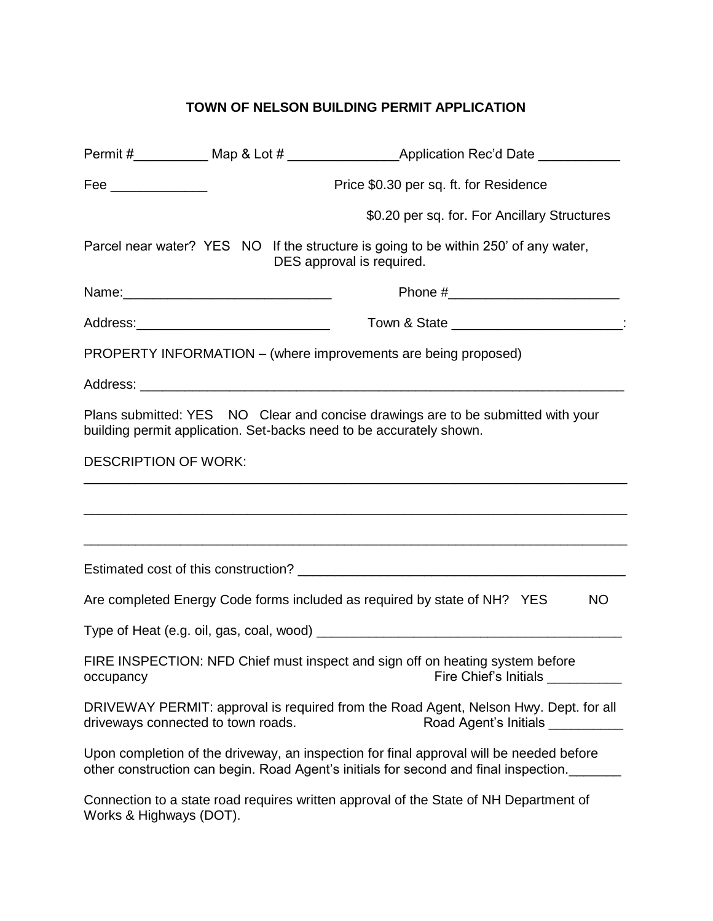# TOWN OF NELSON BUILDING PERMIT APPLICATION

Permit #__________ Map & Lot # _______________Application Rec'd Date ___________

Fee _____________ Price $0.30 per sq. ft. for Residence

$0.20 per sq. for. For Ancillary Structures

Parcel near water? YES NO If the structure is going to be within 250' of any water, DES approval is required.

Name:____________________________ Phone #_______________________

Address:__________________________ Town & State _______________________:

PROPERTY INFORMATION – (where improvements are being proposed)

Address: ___________________________________________________________________

Plans submitted: YES NO Clear and concise drawings are to be submitted with your building permit application. Set-backs need to be accurately shown.

DESCRIPTION OF WORK:

_____________________________________________________________________________

_____________________________________________________________________________

_____________________________________________________________________________

Estimated cost of this construction? _____________________________________________

Are completed Energy Code forms included as required by state of NH? YES NO

Type of Heat (e.g. oil, gas, coal, wood) __________________________________________

FIRE INSPECTION: NFD Chief must inspect and sign off on heating system before occupancy Fire Chief's Initials __________

DRIVEWAY PERMIT: approval is required from the Road Agent, Nelson Hwy. Dept. for all driveways connected to town roads. Road Agent's Initials __________

Upon completion of the driveway, an inspection for final approval will be needed before other construction can begin. Road Agent's initials for second and final inspection._______

Connection to a state road requires written approval of the State of NH Department of Works & Highways (DOT).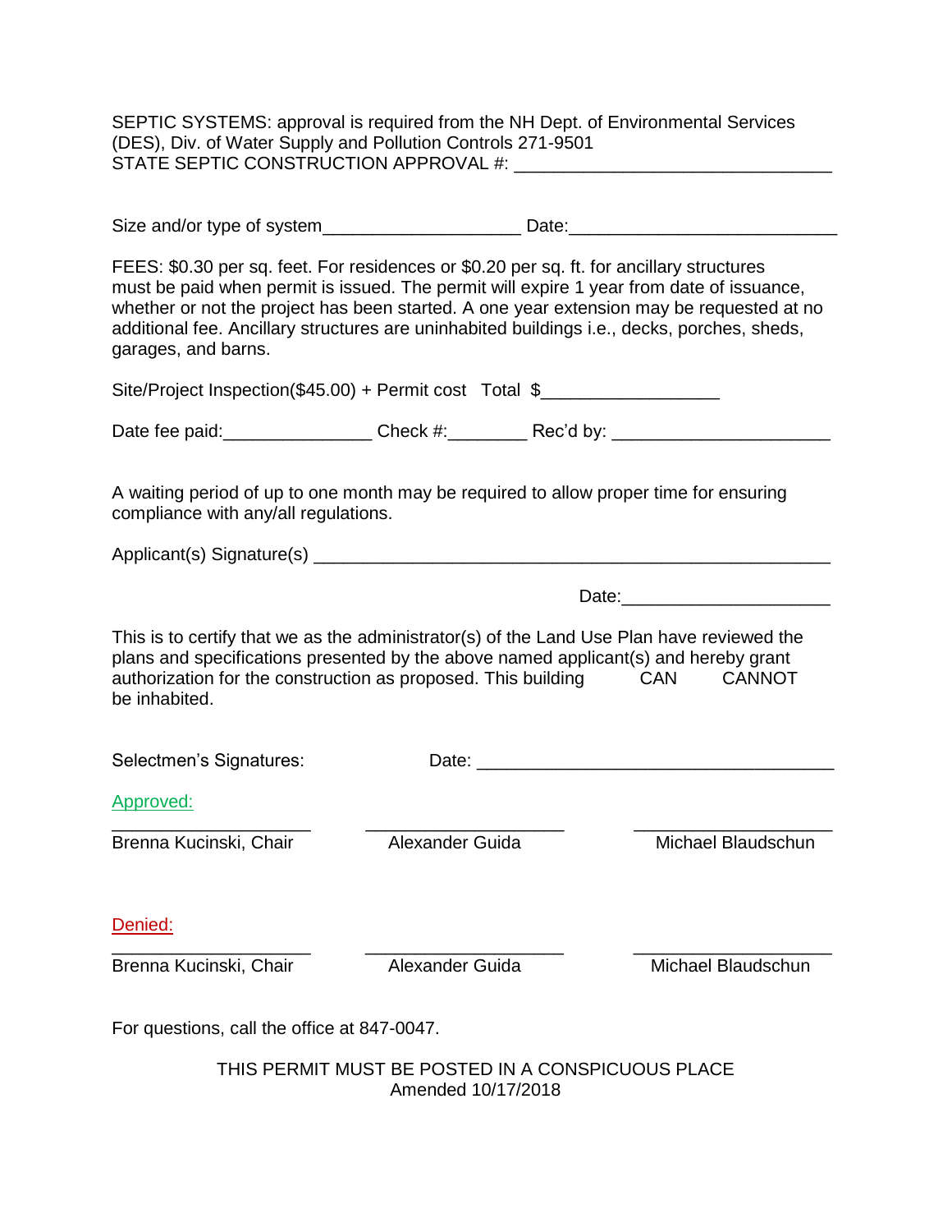SEPTIC SYSTEMS: approval is required from the NH Dept. of Environmental Services (DES), Div. of Water Supply and Pollution Controls 271-9501
STATE SEPTIC CONSTRUCTION APPROVAL #: _______________________________

Size and/or type of system____________________ Date:___________________________

FEES: $0.30 per sq. feet. For residences or $0.20 per sq. ft. for ancillary structures must be paid when permit is issued. The permit will expire 1 year from date of issuance, whether or not the project has been started. A one year extension may be requested at no additional fee. Ancillary structures are uninhabited buildings i.e., decks, porches, sheds, garages, and barns.

Site/Project Inspection($45.00) + Permit cost Total $_________________

Date fee paid:_______________ Check #:________ Rec'd by: ______________________

A waiting period of up to one month may be required to allow proper time for ensuring compliance with any/all regulations.

Applicant(s) Signature(s) ____________________________________________________

Date:_____________________

This is to certify that we as the administrator(s) of the Land Use Plan have reviewed the plans and specifications presented by the above named applicant(s) and hereby grant authorization for the construction as proposed. This building CAN CANNOT be inhabited.

Selectmen's Signatures: Date: ___________________________________

Approved:

| | | |
|---|---|---|
| ____________________ | ____________________ | ____________________ |
| Brenna Kucinski, Chair | Alexander Guida | Michael Blaudschun |

Denied:

| | | |
|---|---|---|
| ____________________ | ____________________ | ____________________ |
| Brenna Kucinski, Chair | Alexander Guida | Michael Blaudschun |

For questions, call the office at 847-0047.

THIS PERMIT MUST BE POSTED IN A CONSPICUOUS PLACE
Amended 10/17/2018